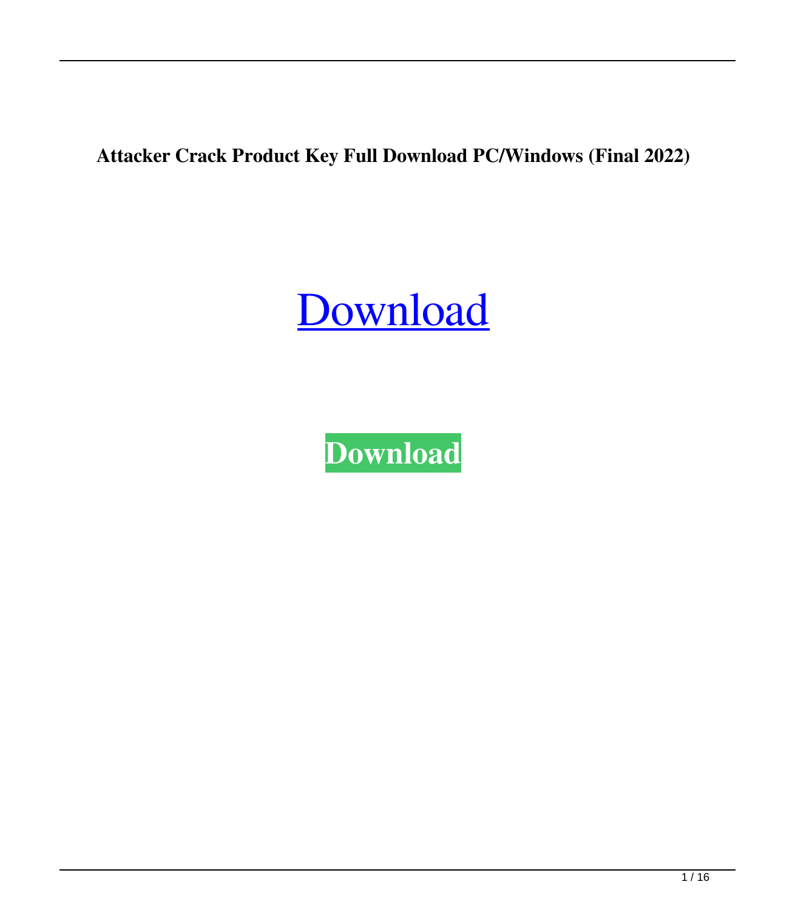**Attacker Crack Product Key Full Download PC/Windows (Final 2022)**

Download

**Download**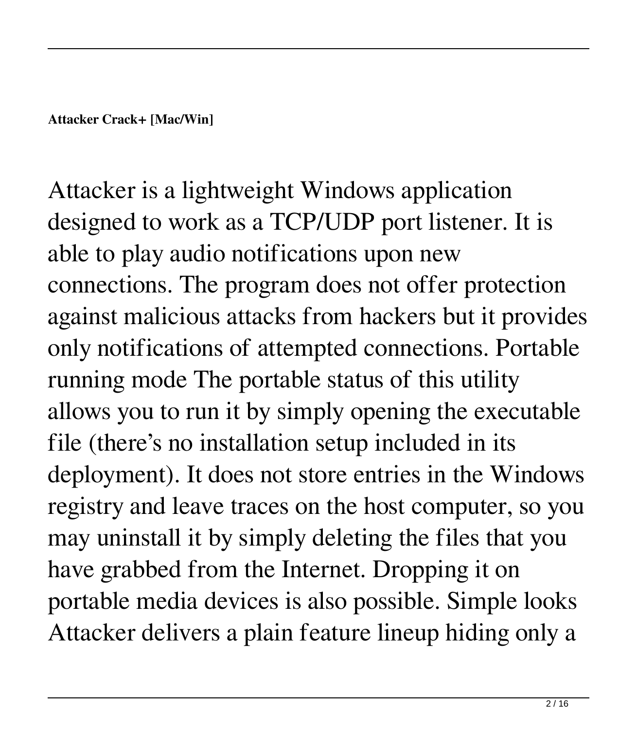**Attacker Crack+ [Mac/Win]**

Attacker is a lightweight Windows application designed to work as a TCP/UDP port listener. It is able to play audio notifications upon new connections. The program does not offer protection against malicious attacks from hackers but it provides only notifications of attempted connections. Portable running mode The portable status of this utility allows you to run it by simply opening the executable file (there's no installation setup included in its deployment). It does not store entries in the Windows registry and leave traces on the host computer, so you may uninstall it by simply deleting the files that you have grabbed from the Internet. Dropping it on portable media devices is also possible. Simple looks Attacker delivers a plain feature lineup hiding only a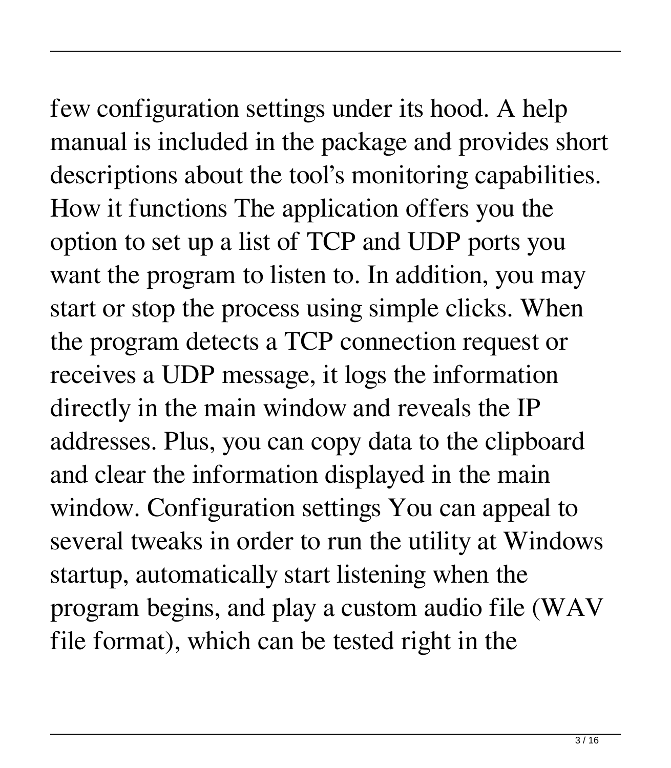few configuration settings under its hood. A help manual is included in the package and provides short descriptions about the tool's monitoring capabilities. How it functions The application offers you the option to set up a list of TCP and UDP ports you want the program to listen to. In addition, you may start or stop the process using simple clicks. When the program detects a TCP connection request or receives a UDP message, it logs the information directly in the main window and reveals the IP addresses. Plus, you can copy data to the clipboard and clear the information displayed in the main window. Configuration settings You can appeal to several tweaks in order to run the utility at Windows startup, automatically start listening when the program begins, and play a custom audio file (WAV file format), which can be tested right in the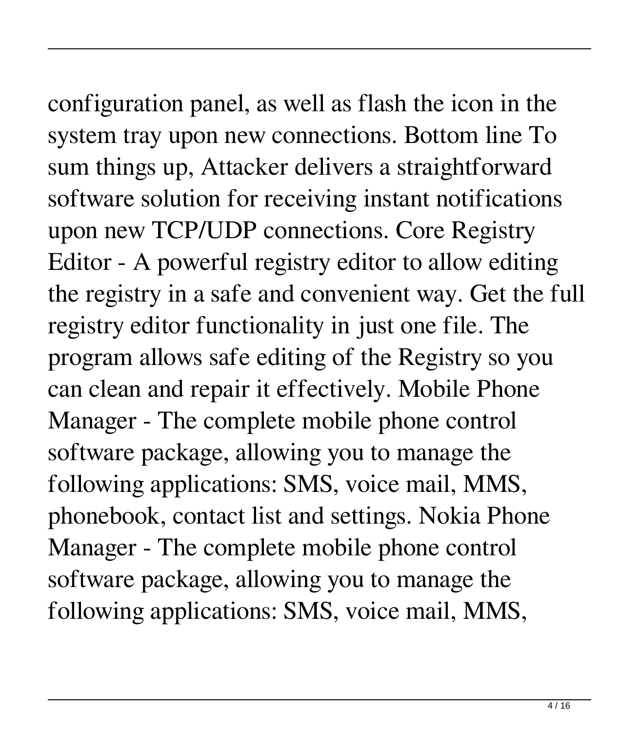configuration panel, as well as flash the icon in the system tray upon new connections. Bottom line To sum things up, Attacker delivers a straightforward software solution for receiving instant notifications upon new TCP/UDP connections. Core Registry Editor - A powerful registry editor to allow editing the registry in a safe and convenient way. Get the full registry editor functionality in just one file. The program allows safe editing of the Registry so you can clean and repair it effectively. Mobile Phone Manager - The complete mobile phone control software package, allowing you to manage the following applications: SMS, voice mail, MMS, phonebook, contact list and settings. Nokia Phone Manager - The complete mobile phone control software package, allowing you to manage the following applications: SMS, voice mail, MMS,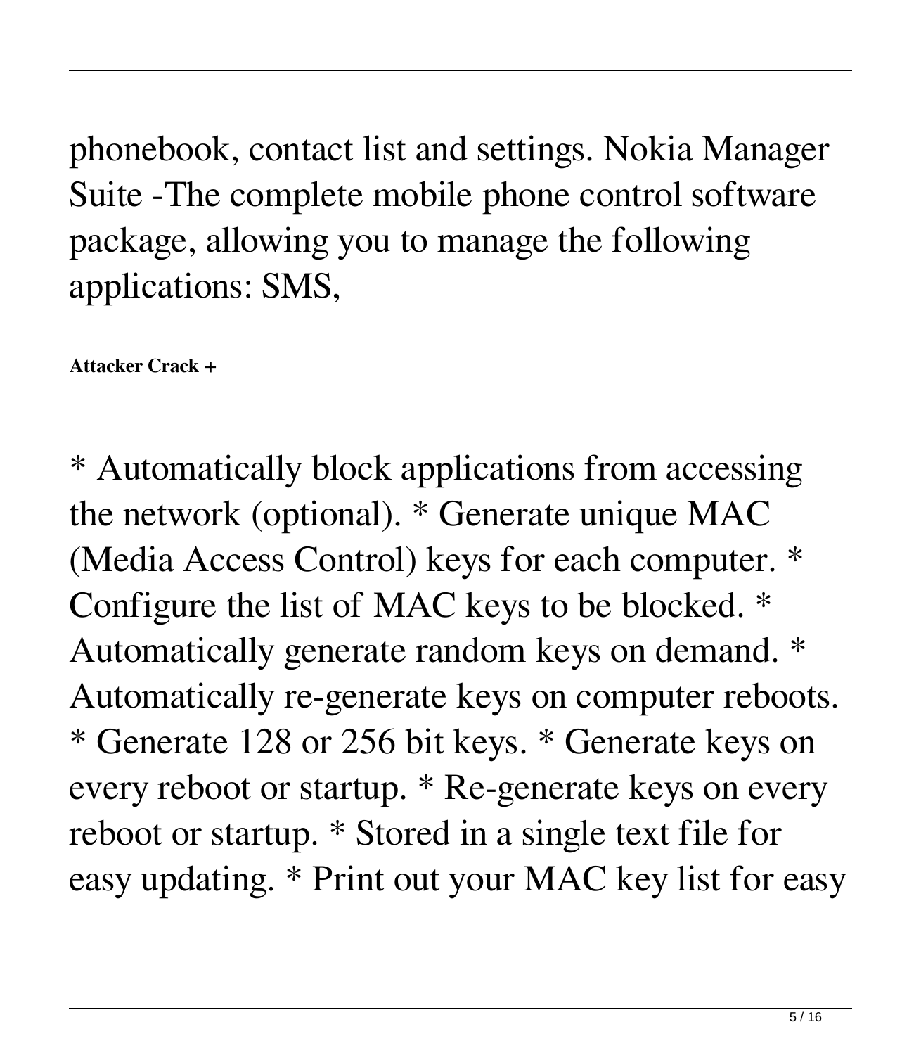phonebook, contact list and settings. Nokia Manager Suite -The complete mobile phone control software package, allowing you to manage the following applications: SMS,

**Attacker Crack +**

* Automatically block applications from accessing the network (optional). * Generate unique MAC (Media Access Control) keys for each computer. * Configure the list of MAC keys to be blocked. * Automatically generate random keys on demand. * Automatically re-generate keys on computer reboots. * Generate 128 or 256 bit keys. * Generate keys on every reboot or startup. * Re-generate keys on every reboot or startup. * Stored in a single text file for easy updating. * Print out your MAC key list for easy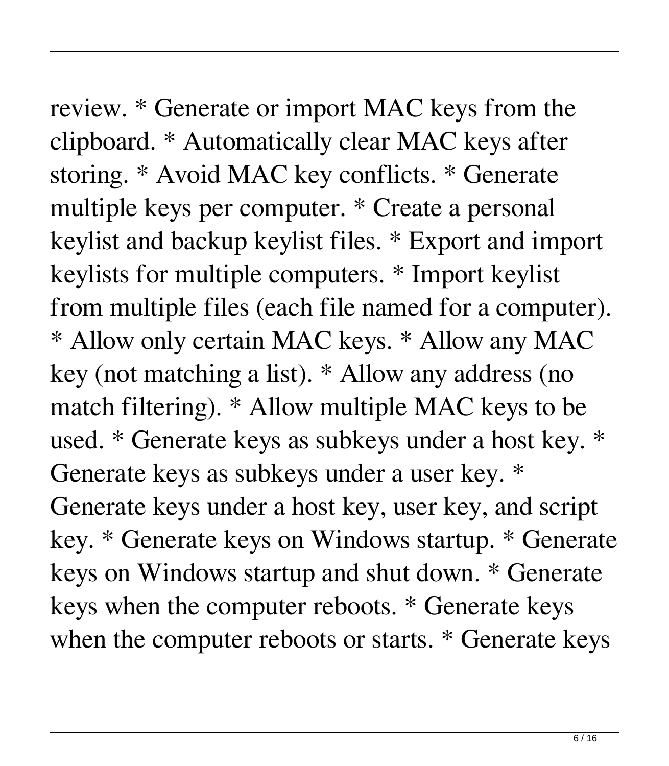review. * Generate or import MAC keys from the clipboard. * Automatically clear MAC keys after storing. * Avoid MAC key conflicts. * Generate multiple keys per computer. * Create a personal keylist and backup keylist files. * Export and import keylists for multiple computers. * Import keylist from multiple files (each file named for a computer). * Allow only certain MAC keys. * Allow any MAC key (not matching a list). * Allow any address (no match filtering). * Allow multiple MAC keys to be used. * Generate keys as subkeys under a host key. * Generate keys as subkeys under a user key. * Generate keys under a host key, user key, and script key. * Generate keys on Windows startup. * Generate keys on Windows startup and shut down. * Generate keys when the computer reboots. * Generate keys when the computer reboots or starts. * Generate keys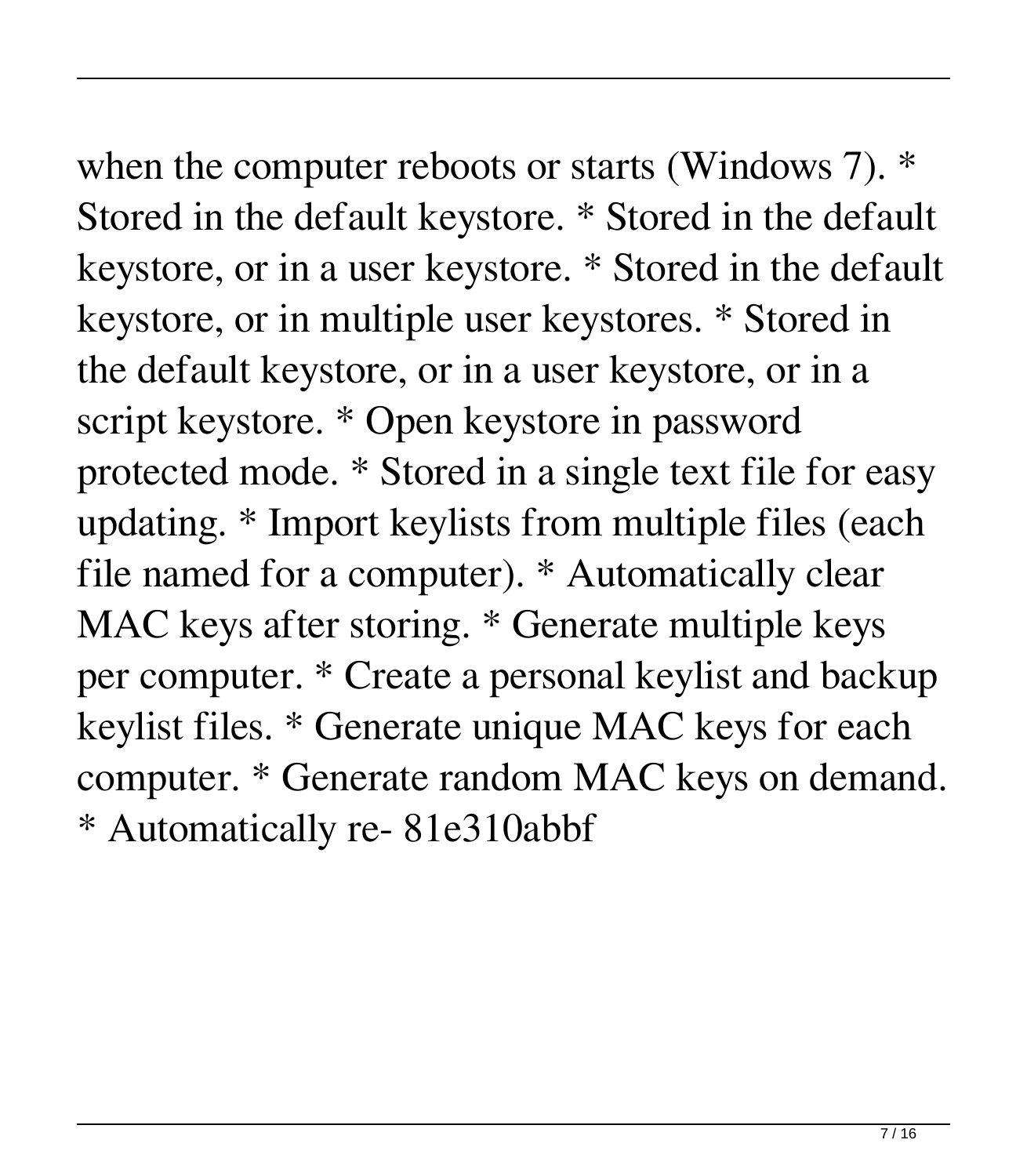when the computer reboots or starts (Windows 7). * Stored in the default keystore. * Stored in the default keystore, or in a user keystore. * Stored in the default keystore, or in multiple user keystores. * Stored in the default keystore, or in a user keystore, or in a script keystore. * Open keystore in password protected mode. * Stored in a single text file for easy updating. * Import keylists from multiple files (each file named for a computer). * Automatically clear MAC keys after storing. * Generate multiple keys per computer. * Create a personal keylist and backup keylist files. * Generate unique MAC keys for each computer. * Generate random MAC keys on demand. * Automatically re- 81e310abbf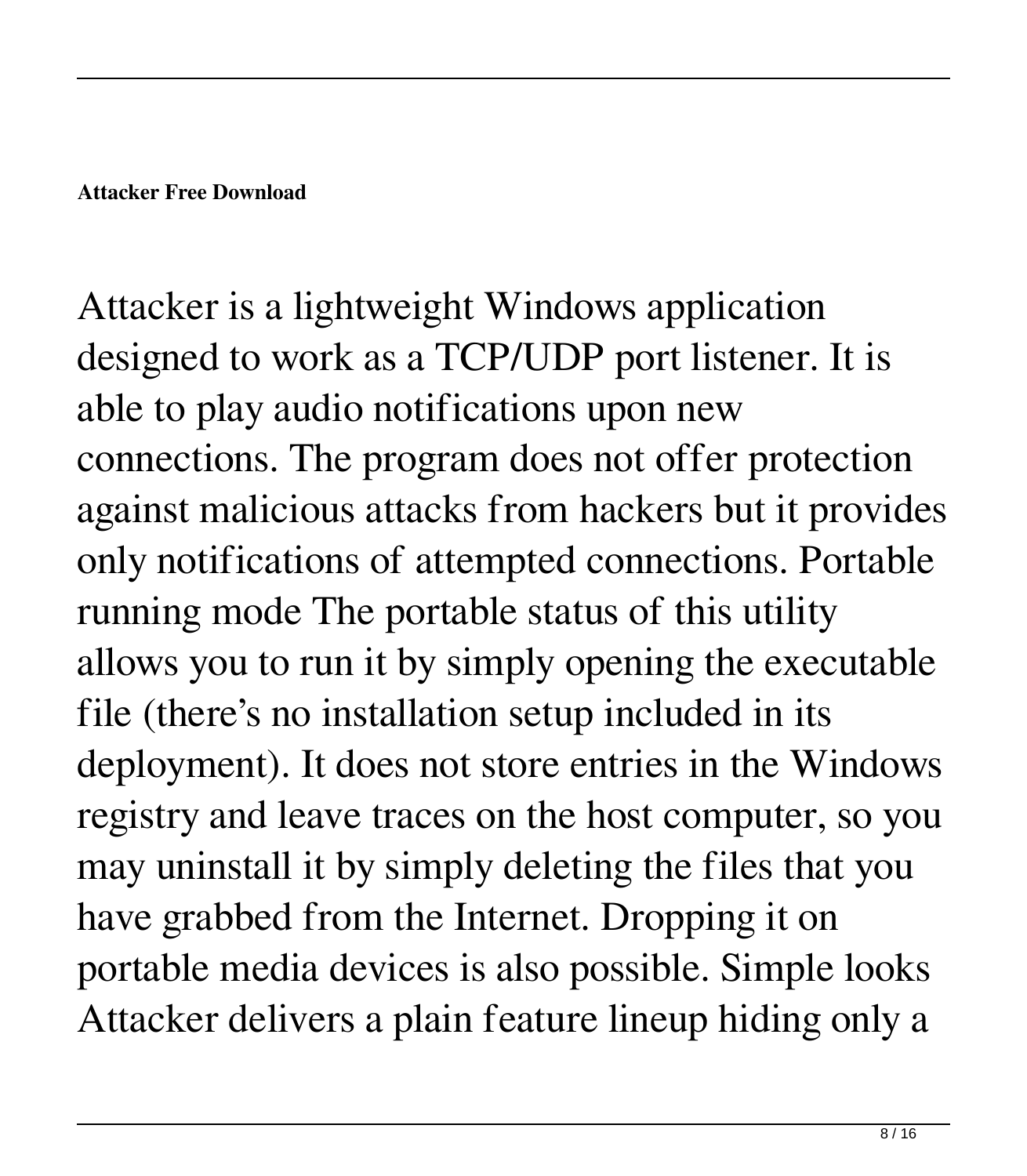**Attacker Free Download**

Attacker is a lightweight Windows application designed to work as a TCP/UDP port listener. It is able to play audio notifications upon new connections. The program does not offer protection against malicious attacks from hackers but it provides only notifications of attempted connections. Portable running mode The portable status of this utility allows you to run it by simply opening the executable file (there's no installation setup included in its deployment). It does not store entries in the Windows registry and leave traces on the host computer, so you may uninstall it by simply deleting the files that you have grabbed from the Internet. Dropping it on portable media devices is also possible. Simple looks Attacker delivers a plain feature lineup hiding only a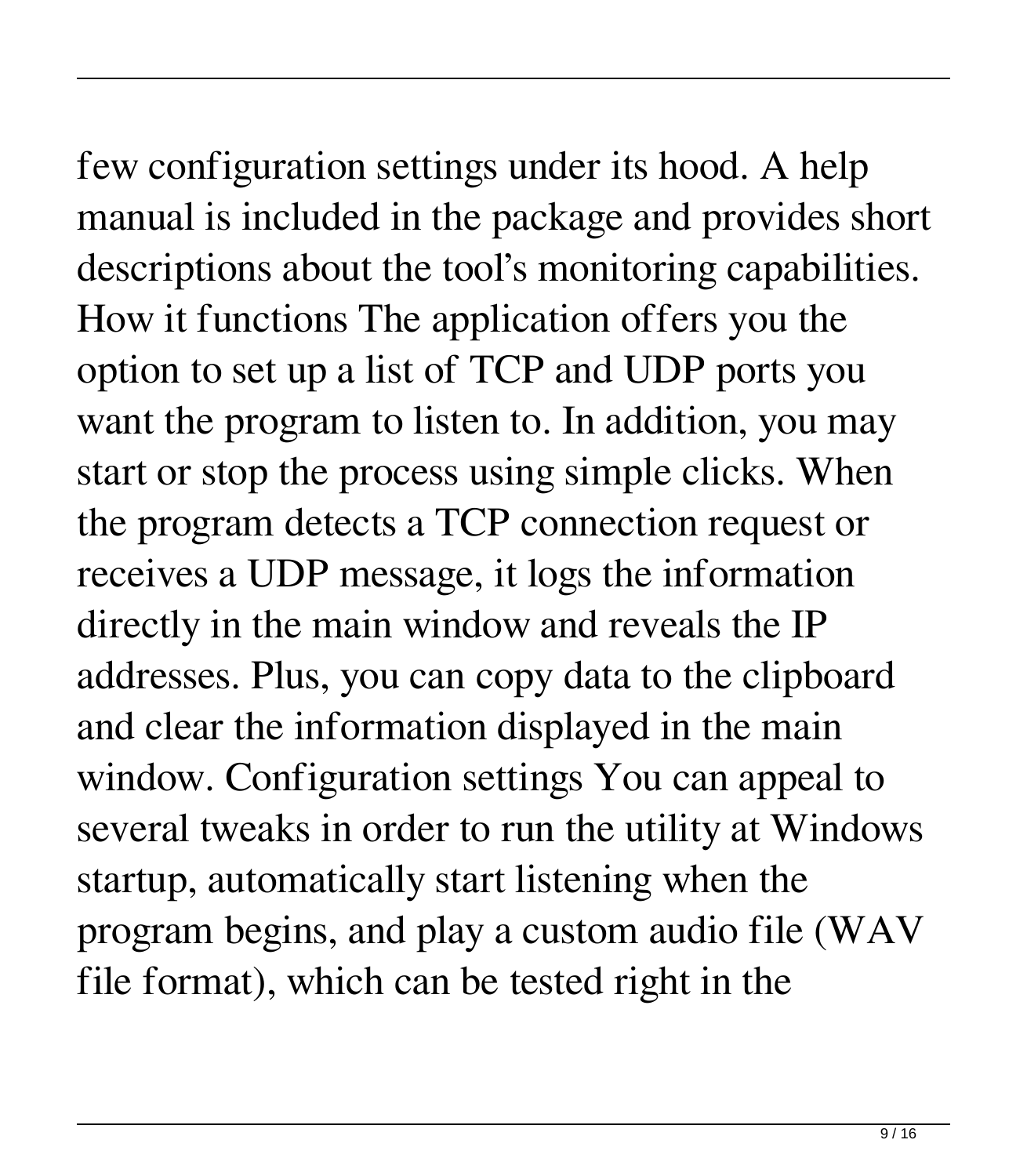few configuration settings under its hood. A help manual is included in the package and provides short descriptions about the tool's monitoring capabilities. How it functions The application offers you the option to set up a list of TCP and UDP ports you want the program to listen to. In addition, you may start or stop the process using simple clicks. When the program detects a TCP connection request or receives a UDP message, it logs the information directly in the main window and reveals the IP addresses. Plus, you can copy data to the clipboard and clear the information displayed in the main window. Configuration settings You can appeal to several tweaks in order to run the utility at Windows startup, automatically start listening when the program begins, and play a custom audio file (WAV file format), which can be tested right in the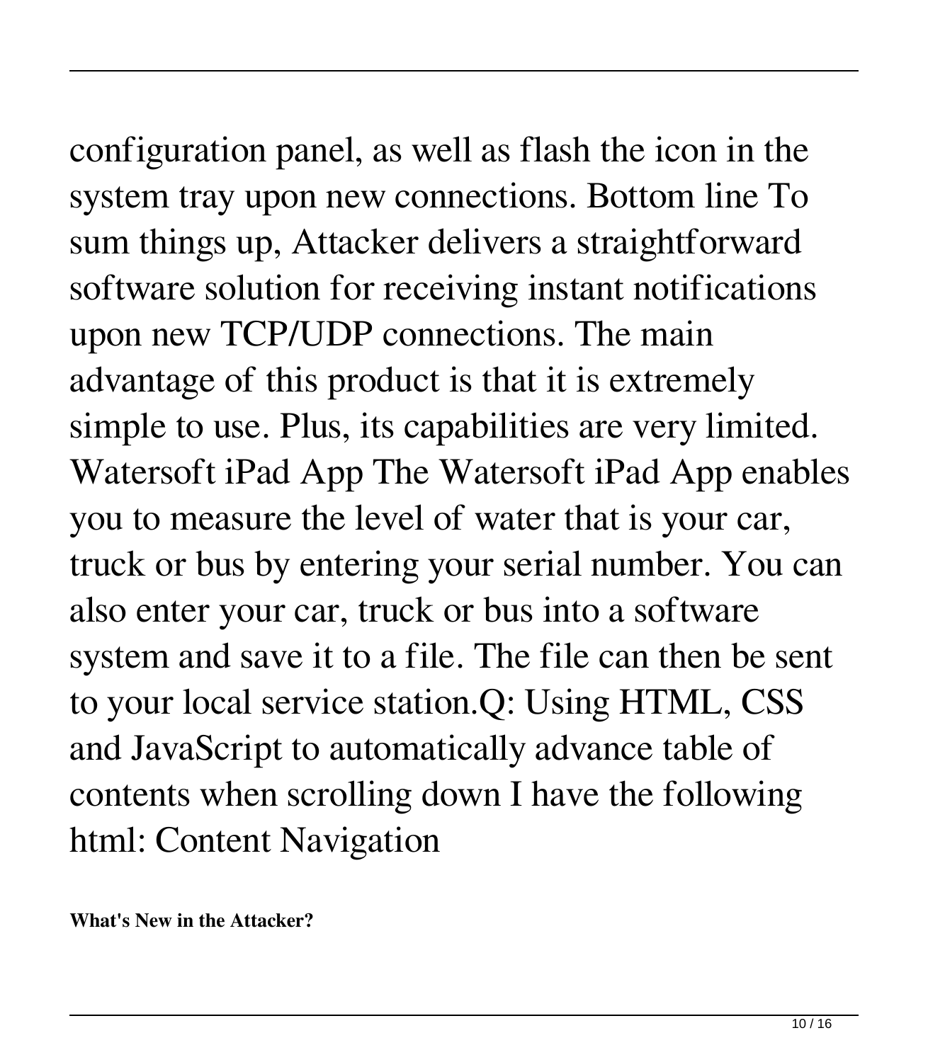configuration panel, as well as flash the icon in the system tray upon new connections. Bottom line To sum things up, Attacker delivers a straightforward software solution for receiving instant notifications upon new TCP/UDP connections. The main advantage of this product is that it is extremely simple to use. Plus, its capabilities are very limited. Watersoft iPad App The Watersoft iPad App enables you to measure the level of water that is your car, truck or bus by entering your serial number. You can also enter your car, truck or bus into a software system and save it to a file. The file can then be sent to your local service station.Q: Using HTML, CSS and JavaScript to automatically advance table of contents when scrolling down I have the following html: Content Navigation

**What's New in the Attacker?**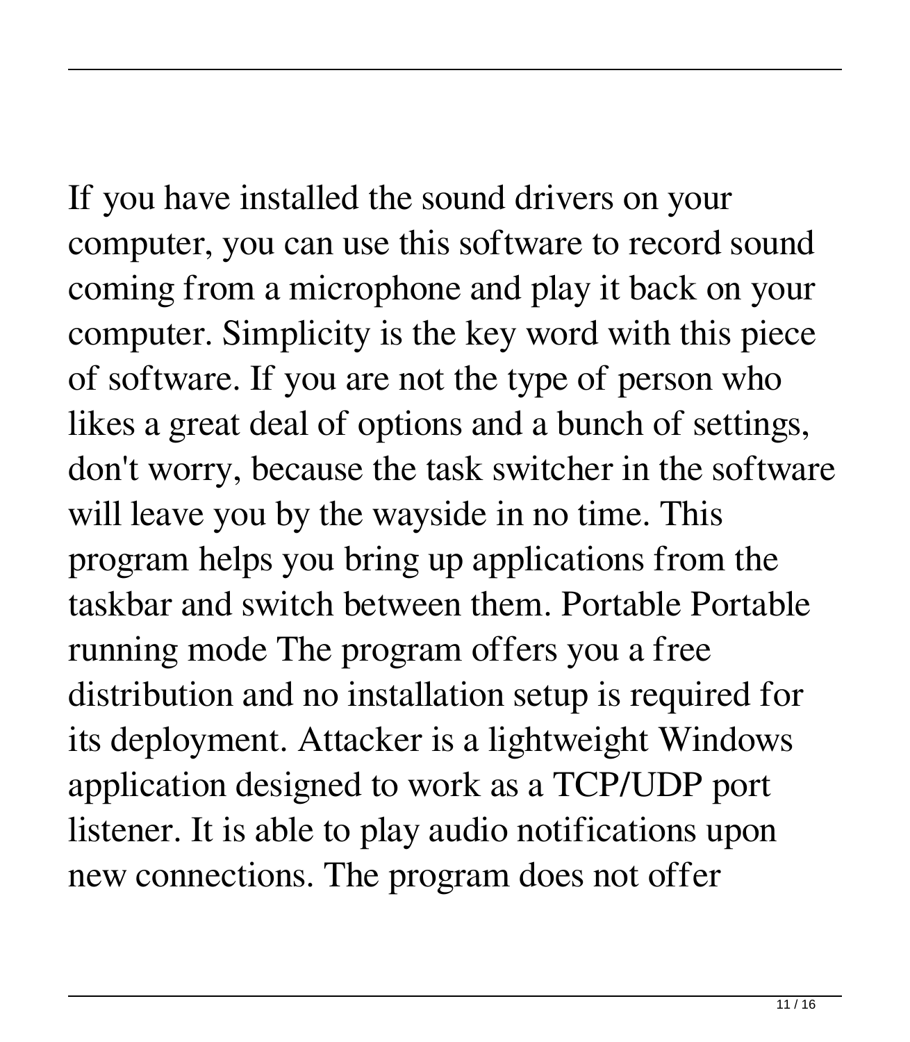If you have installed the sound drivers on your computer, you can use this software to record sound coming from a microphone and play it back on your computer. Simplicity is the key word with this piece of software. If you are not the type of person who likes a great deal of options and a bunch of settings, don't worry, because the task switcher in the software will leave you by the wayside in no time. This program helps you bring up applications from the taskbar and switch between them. Portable Portable running mode The program offers you a free distribution and no installation setup is required for its deployment. Attacker is a lightweight Windows application designed to work as a TCP/UDP port listener. It is able to play audio notifications upon new connections. The program does not offer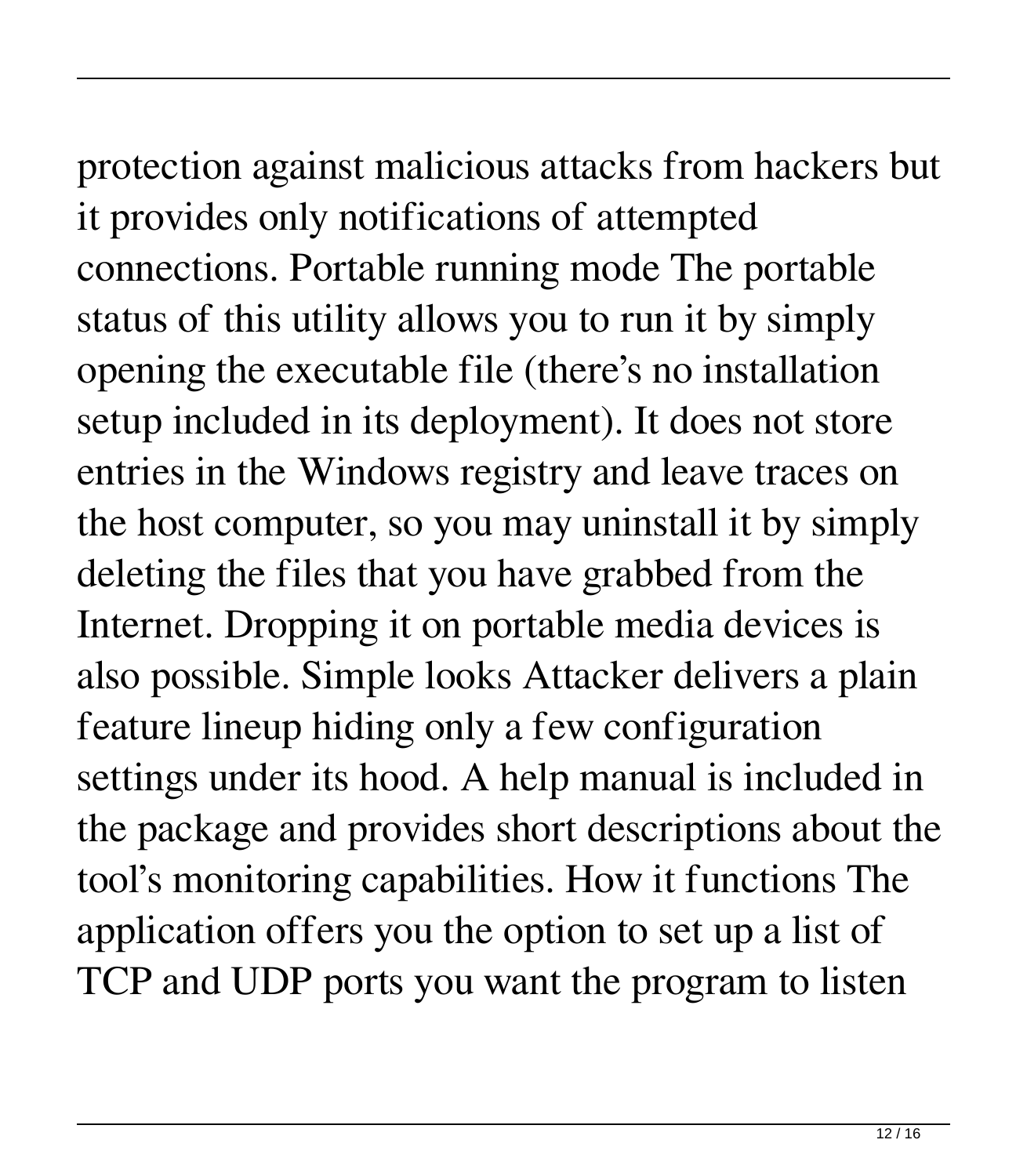protection against malicious attacks from hackers but it provides only notifications of attempted connections. Portable running mode The portable status of this utility allows you to run it by simply opening the executable file (there's no installation setup included in its deployment). It does not store entries in the Windows registry and leave traces on the host computer, so you may uninstall it by simply deleting the files that you have grabbed from the Internet. Dropping it on portable media devices is also possible. Simple looks Attacker delivers a plain feature lineup hiding only a few configuration settings under its hood. A help manual is included in the package and provides short descriptions about the tool's monitoring capabilities. How it functions The application offers you the option to set up a list of TCP and UDP ports you want the program to listen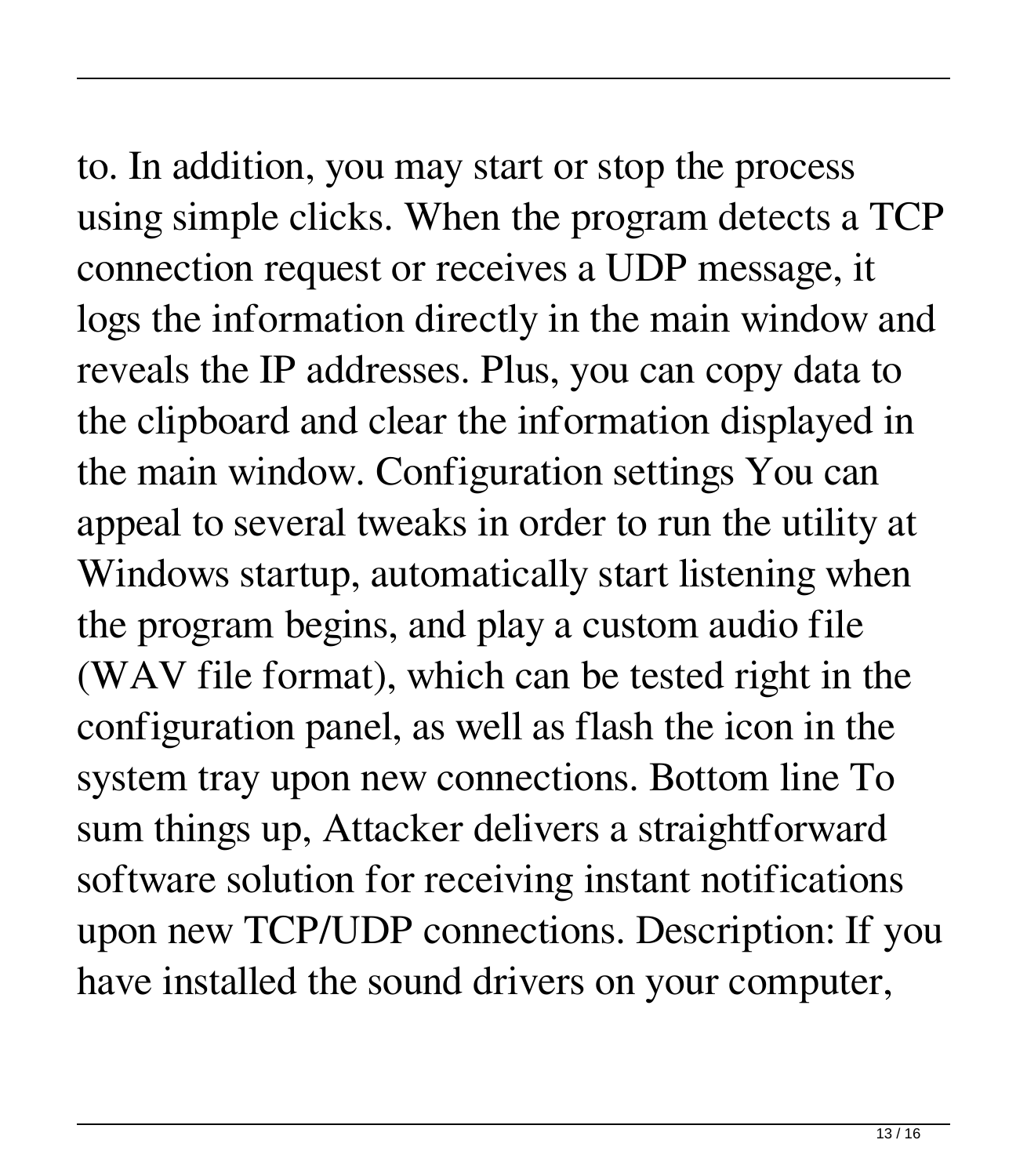to. In addition, you may start or stop the process using simple clicks. When the program detects a TCP connection request or receives a UDP message, it logs the information directly in the main window and reveals the IP addresses. Plus, you can copy data to the clipboard and clear the information displayed in the main window. Configuration settings You can appeal to several tweaks in order to run the utility at Windows startup, automatically start listening when the program begins, and play a custom audio file (WAV file format), which can be tested right in the configuration panel, as well as flash the icon in the system tray upon new connections. Bottom line To sum things up, Attacker delivers a straightforward software solution for receiving instant notifications upon new TCP/UDP connections. Description: If you have installed the sound drivers on your computer,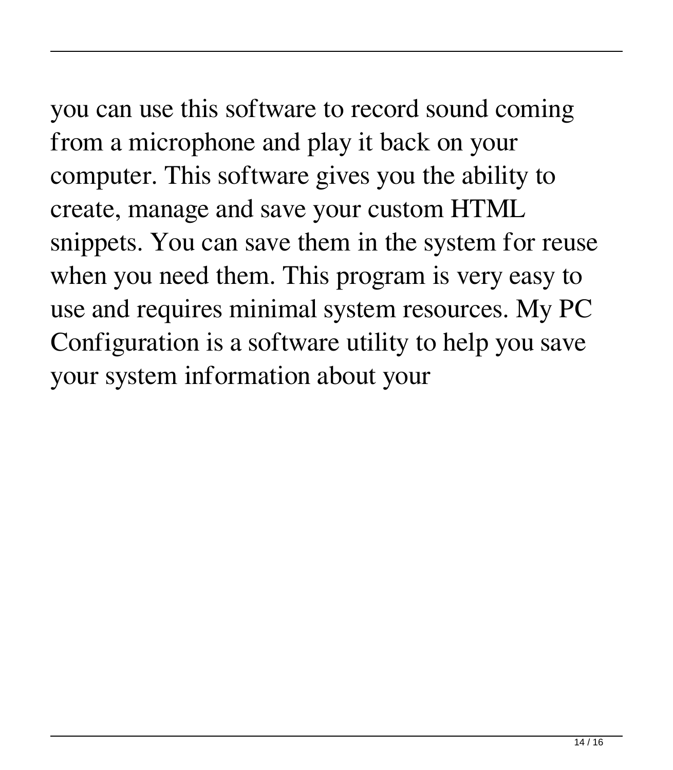you can use this software to record sound coming from a microphone and play it back on your computer. This software gives you the ability to create, manage and save your custom HTML snippets. You can save them in the system for reuse when you need them. This program is very easy to use and requires minimal system resources. My PC Configuration is a software utility to help you save your system information about your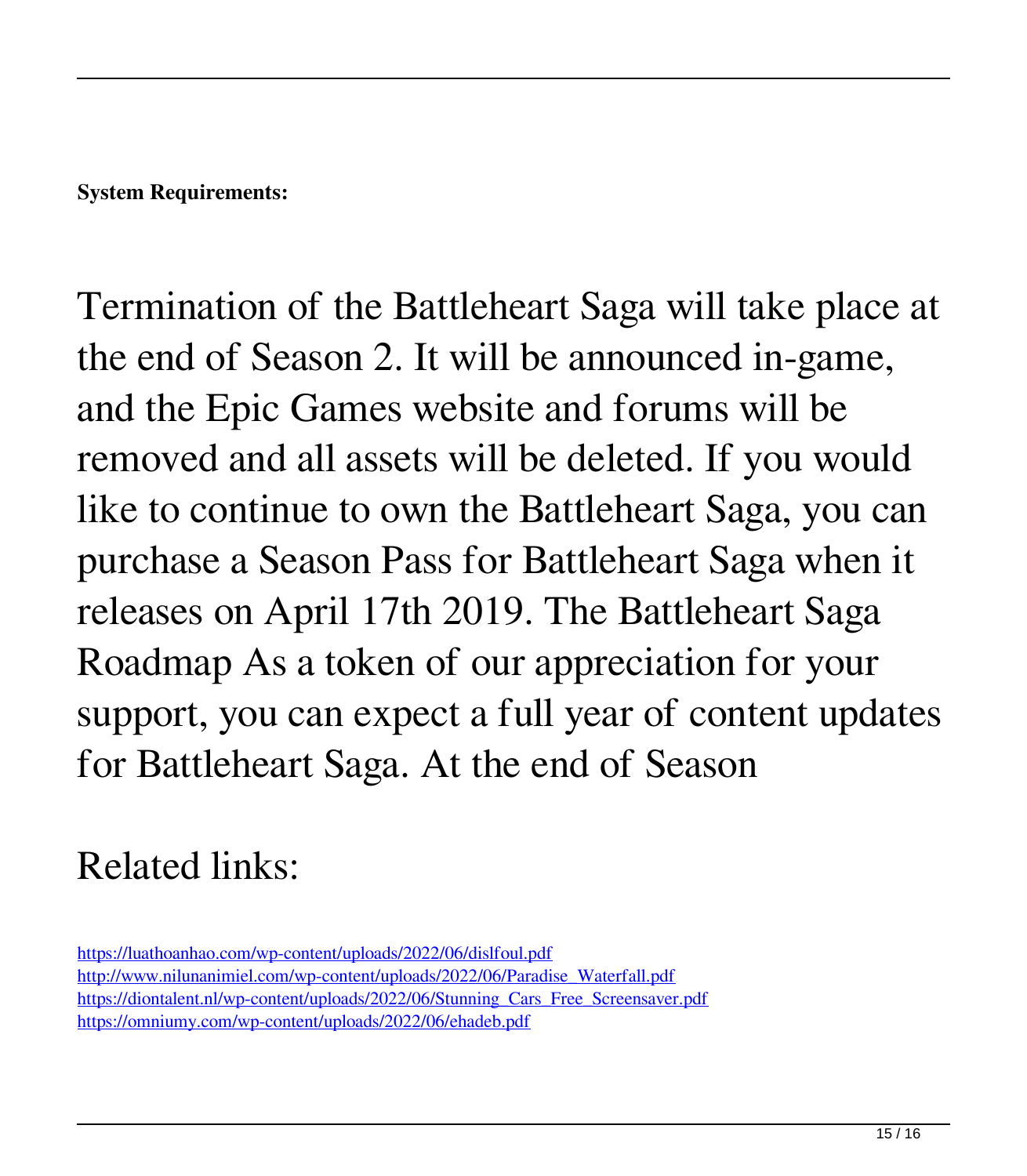**System Requirements:**

Termination of the Battleheart Saga will take place at the end of Season 2. It will be announced in-game, and the Epic Games website and forums will be removed and all assets will be deleted. If you would like to continue to own the Battleheart Saga, you can purchase a Season Pass for Battleheart Saga when it releases on April 17th 2019. The Battleheart Saga Roadmap As a token of our appreciation for your support, you can expect a full year of content updates for Battleheart Saga. At the end of Season

Related links:

https://luathoanhao.com/wp-content/uploads/2022/06/dislfoul.pdf
http://www.nilunanimiel.com/wp-content/uploads/2022/06/Paradise_Waterfall.pdf
https://diontalent.nl/wp-content/uploads/2022/06/Stunning_Cars_Free_Screensaver.pdf
https://omniumy.com/wp-content/uploads/2022/06/ehadeb.pdf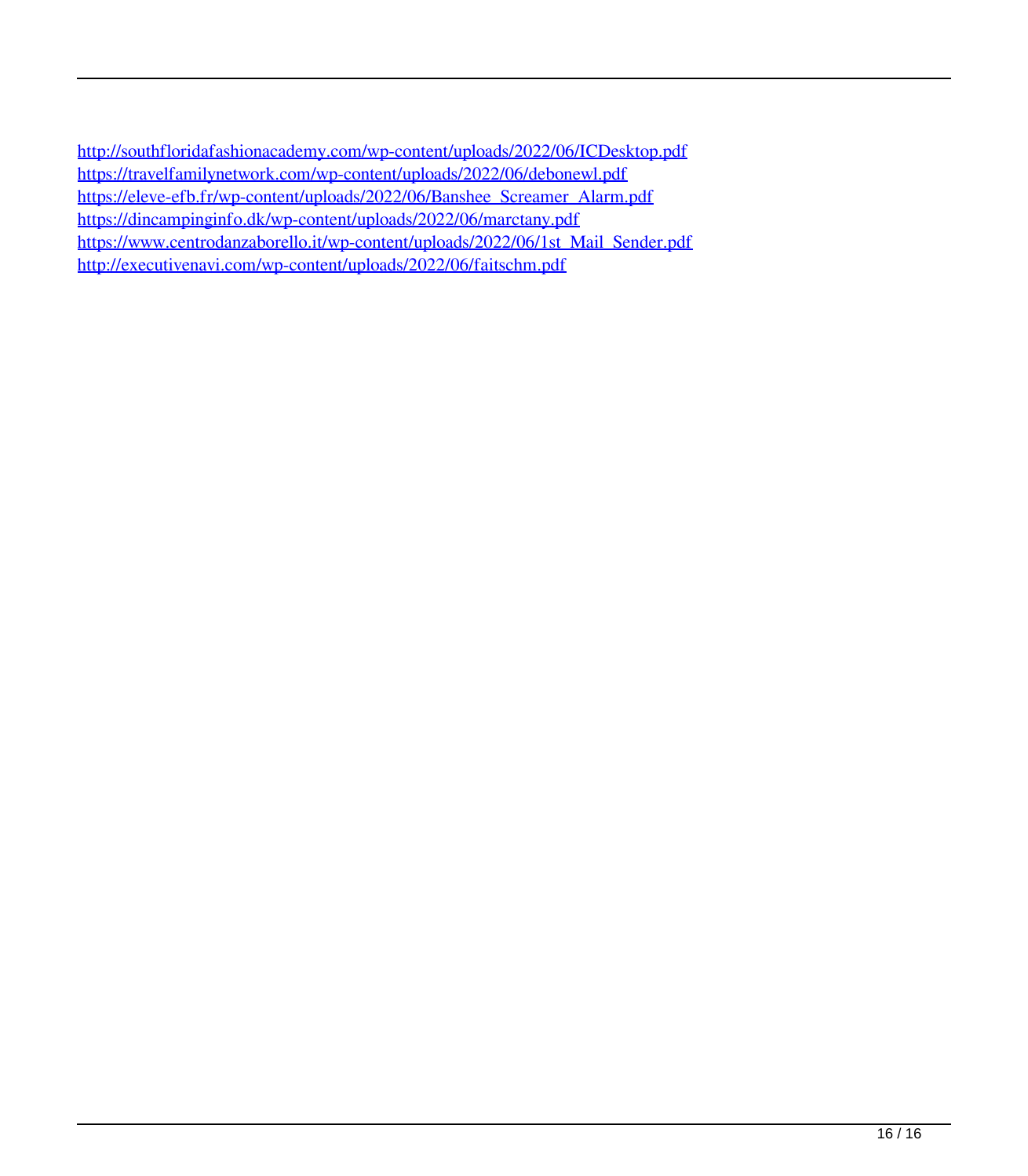http://southfloridafashionacademy.com/wp-content/uploads/2022/06/ICDesktop.pdf
https://travelfamilynetwork.com/wp-content/uploads/2022/06/debonewl.pdf
https://eleve-efb.fr/wp-content/uploads/2022/06/Banshee_Screamer_Alarm.pdf
https://dincampinginfo.dk/wp-content/uploads/2022/06/marctany.pdf
https://www.centrodanzaborello.it/wp-content/uploads/2022/06/1st_Mail_Sender.pdf
http://executivenavi.com/wp-content/uploads/2022/06/faitschm.pdf